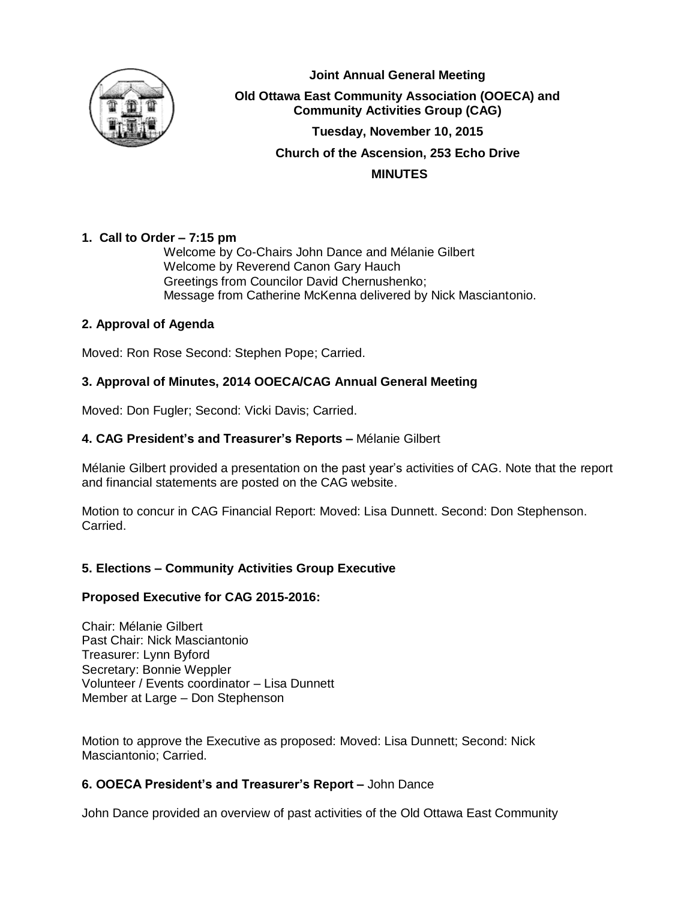**Joint Annual General Meeting**

**Old Ottawa East Community Association (OOECA) and Community Activities Group (CAG)**

**Tuesday, November 10, 2015**

**Church of the Ascension, 253 Echo Drive**

**MINUTES**

### 1. Call to Order – 7:15 pm

Welcome by Co-Chairs John Dance and Mélanie Gilbert
Welcome by Reverend Canon Gary Hauch
Greetings from Councilor David Chernushenko;
Message from Catherine McKenna delivered by Nick Masciantonio.

### 2. Approval of Agenda

Moved: Ron Rose Second: Stephen Pope; Carried.

### 3. Approval of Minutes, 2014 OOECA/CAG Annual General Meeting

Moved: Don Fugler; Second: Vicki Davis; Carried.

### 4. CAG President's and Treasurer's Reports – Mélanie Gilbert

Mélanie Gilbert provided a presentation on the past year's activities of CAG. Note that the report and financial statements are posted on the CAG website.

Motion to concur in CAG Financial Report: Moved: Lisa Dunnett. Second: Don Stephenson. Carried.

### 5. Elections – Community Activities Group Executive

**Proposed Executive for CAG 2015-2016:**

Chair: Mélanie Gilbert
Past Chair: Nick Masciantonio
Treasurer: Lynn Byford
Secretary: Bonnie Weppler
Volunteer / Events coordinator – Lisa Dunnett
Member at Large – Don Stephenson

Motion to approve the Executive as proposed: Moved: Lisa Dunnett; Second: Nick Masciantonio; Carried.

### 6. OOECA President's and Treasurer's Report – John Dance

John Dance provided an overview of past activities of the Old Ottawa East Community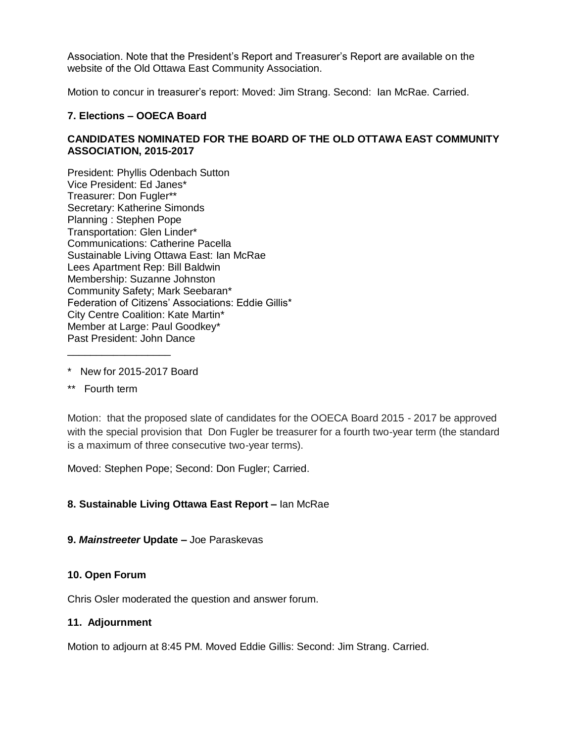Association. Note that the President's Report and Treasurer's Report are available on the website of the Old Ottawa East Community Association.

Motion to concur in treasurer's report: Moved: Jim Strang. Second: Ian McRae. Carried.

**7. Elections – OOECA Board**

**CANDIDATES NOMINATED FOR THE BOARD OF THE OLD OTTAWA EAST COMMUNITY ASSOCIATION, 2015-2017**

President: Phyllis Odenbach Sutton
Vice President: Ed Janes*
Treasurer: Don Fugler**
Secretary: Katherine Simonds
Planning : Stephen Pope
Transportation: Glen Linder*
Communications: Catherine Pacella
Sustainable Living Ottawa East: Ian McRae
Lees Apartment Rep: Bill Baldwin
Membership: Suzanne Johnston
Community Safety; Mark Seebaran*
Federation of Citizens' Associations: Eddie Gillis*
City Centre Coalition: Kate Martin*
Member at Large: Paul Goodkey*
Past President: John Dance

\* New for 2015-2017 Board

\** Fourth term

Motion: that the proposed slate of candidates for the OOECA Board 2015 - 2017 be approved with the special provision that Don Fugler be treasurer for a fourth two-year term (the standard is a maximum of three consecutive two-year terms).

Moved: Stephen Pope; Second: Don Fugler; Carried.

**8. Sustainable Living Ottawa East Report –** Ian McRae

**9. *Mainstreeter* Update –** Joe Paraskevas

**10. Open Forum**

Chris Osler moderated the question and answer forum.

**11. Adjournment**

Motion to adjourn at 8:45 PM. Moved Eddie Gillis: Second: Jim Strang. Carried.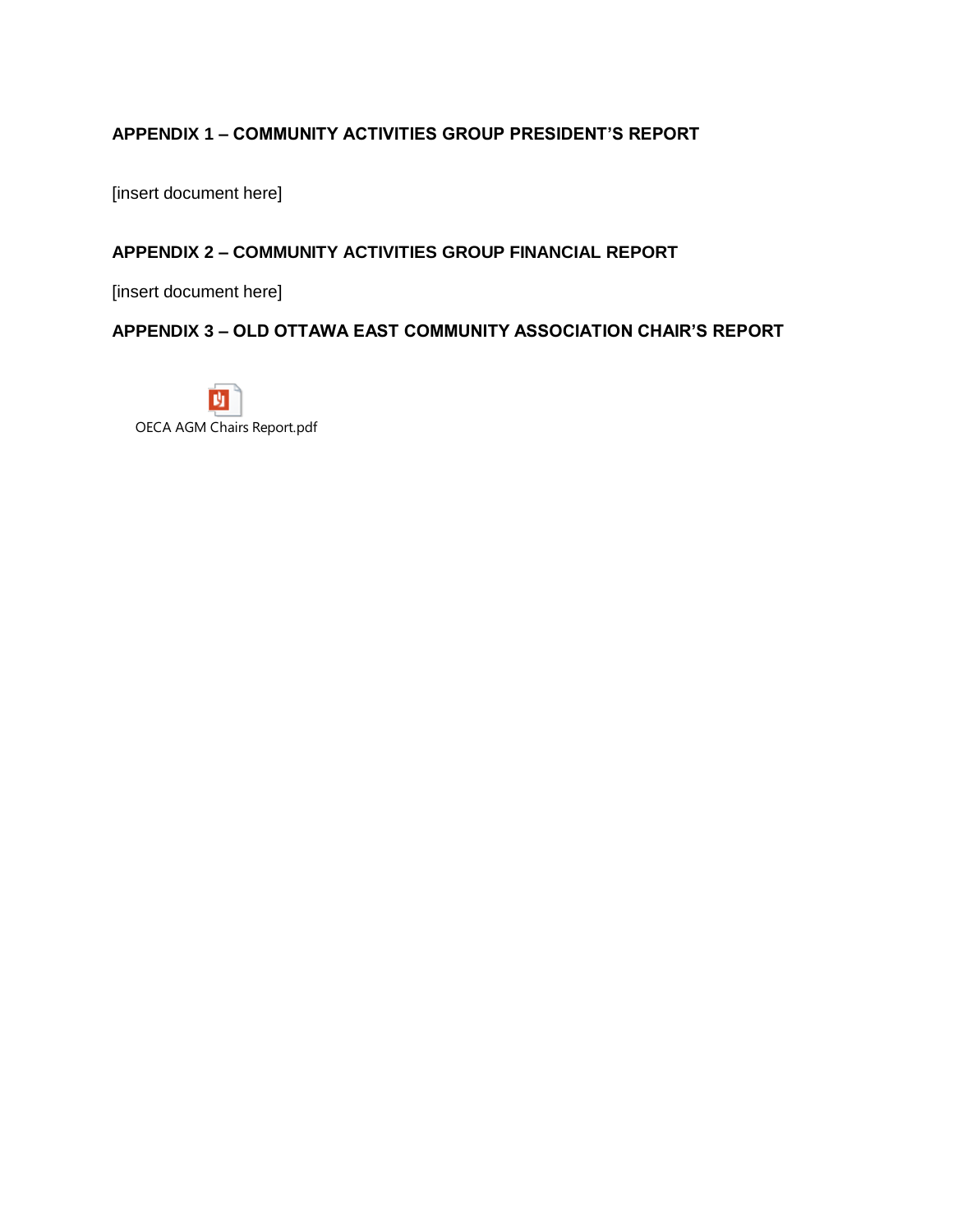## APPENDIX 1 – COMMUNITY ACTIVITIES GROUP PRESIDENT'S REPORT

[insert document here]

## APPENDIX 2 – COMMUNITY ACTIVITIES GROUP FINANCIAL REPORT

[insert document here]

## APPENDIX 3 – OLD OTTAWA EAST COMMUNITY ASSOCIATION CHAIR'S REPORT

OECA AGM Chairs Report.pdf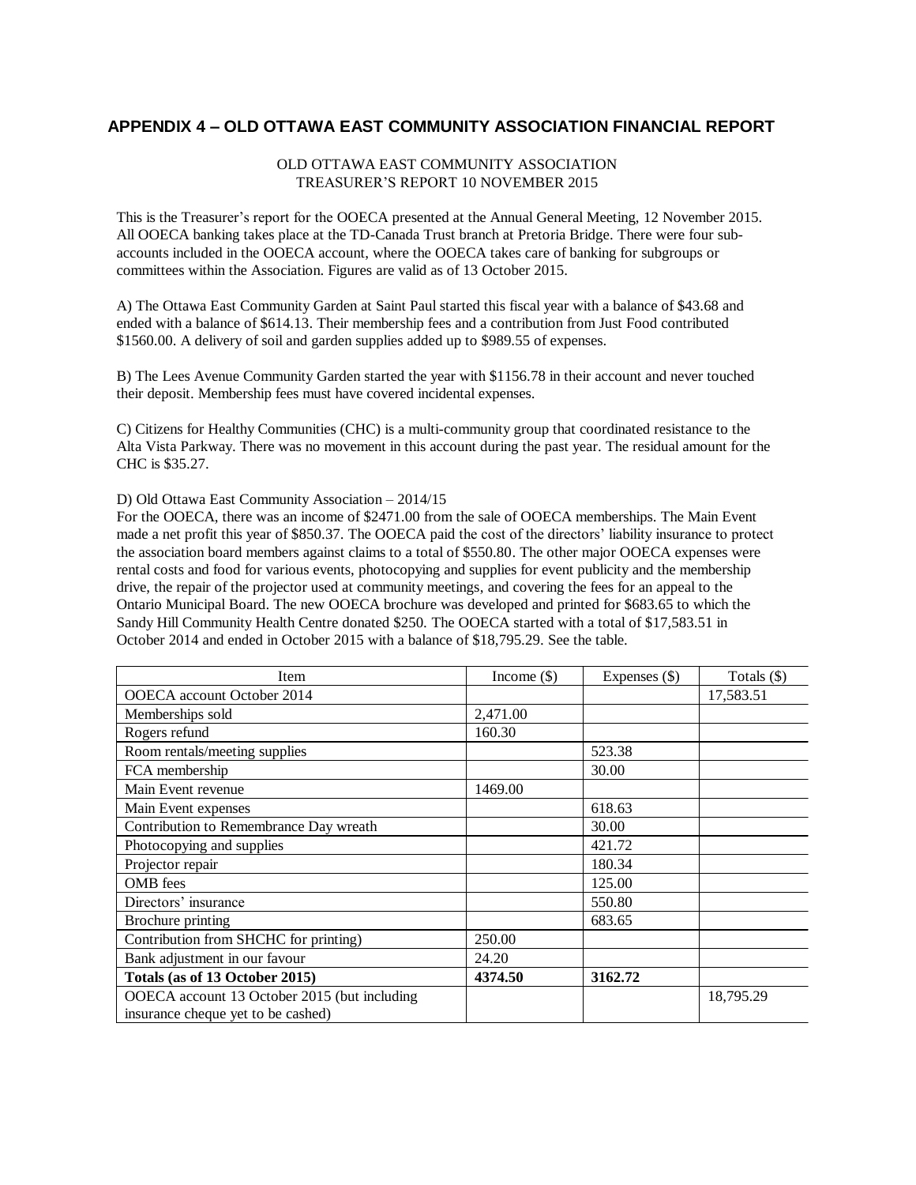## APPENDIX 4 – OLD OTTAWA EAST COMMUNITY ASSOCIATION FINANCIAL REPORT

OLD OTTAWA EAST COMMUNITY ASSOCIATION
TREASURER'S REPORT 10 NOVEMBER 2015

This is the Treasurer's report for the OOECA presented at the Annual General Meeting, 12 November 2015. All OOECA banking takes place at the TD-Canada Trust branch at Pretoria Bridge. There were four sub-accounts included in the OOECA account, where the OOECA takes care of banking for subgroups or committees within the Association. Figures are valid as of 13 October 2015.

A) The Ottawa East Community Garden at Saint Paul started this fiscal year with a balance of $43.68 and ended with a balance of $614.13. Their membership fees and a contribution from Just Food contributed $1560.00. A delivery of soil and garden supplies added up to $989.55 of expenses.

B) The Lees Avenue Community Garden started the year with $1156.78 in their account and never touched their deposit. Membership fees must have covered incidental expenses.

C) Citizens for Healthy Communities (CHC) is a multi-community group that coordinated resistance to the Alta Vista Parkway. There was no movement in this account during the past year. The residual amount for the CHC is $35.27.

D) Old Ottawa East Community Association – 2014/15
For the OOECA, there was an income of $2471.00 from the sale of OOECA memberships. The Main Event made a net profit this year of $850.37. The OOECA paid the cost of the directors' liability insurance to protect the association board members against claims to a total of $550.80. The other major OOECA expenses were rental costs and food for various events, photocopying and supplies for event publicity and the membership drive, the repair of the projector used at community meetings, and covering the fees for an appeal to the Ontario Municipal Board. The new OOECA brochure was developed and printed for $683.65 to which the Sandy Hill Community Health Centre donated $250. The OOECA started with a total of $17,583.51 in October 2014 and ended in October 2015 with a balance of $18,795.29. See the table.

| Item | Income ($) | Expenses ($) | Totals ($) |
|---|---|---|---|
| OOECA account October 2014 | | | 17,583.51 |
| Memberships sold | 2,471.00 | | |
| Rogers refund | 160.30 | | |
| Room rentals/meeting supplies | | 523.38 | |
| FCA membership | | 30.00 | |
| Main Event revenue | 1469.00 | | |
| Main Event expenses | | 618.63 | |
| Contribution to Remembrance Day wreath | | 30.00 | |
| Photocopying and supplies | | 421.72 | |
| Projector repair | | 180.34 | |
| OMB fees | | 125.00 | |
| Directors' insurance | | 550.80 | |
| Brochure printing | | 683.65 | |
| Contribution from SHCHC for printing) | 250.00 | | |
| Bank adjustment in our favour | 24.20 | | |
| **Totals (as of 13 October 2015)** | **4374.50** | **3162.72** | |
| OOECA account 13 October 2015 (but including insurance cheque yet to be cashed) | | | 18,795.29 |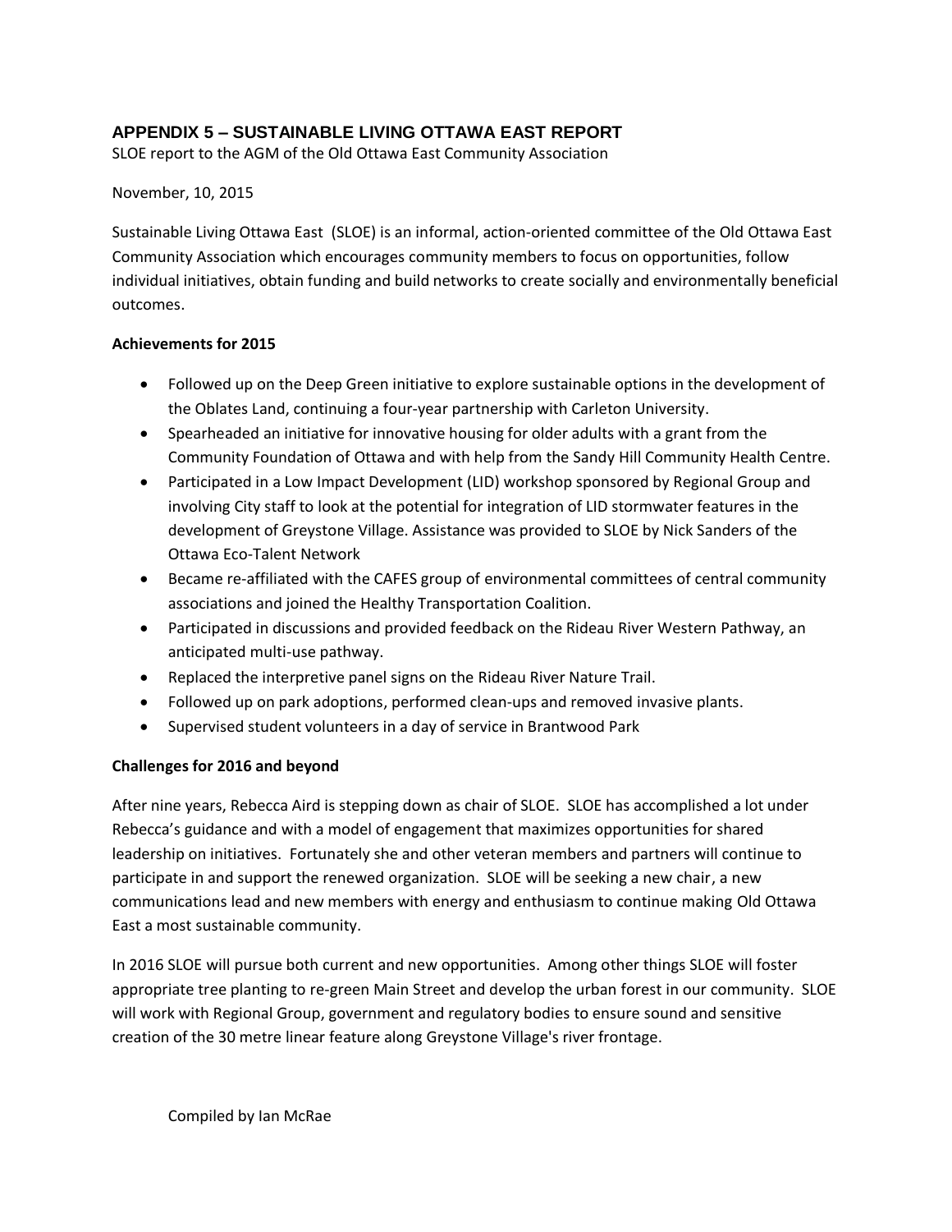## APPENDIX 5 – SUSTAINABLE LIVING OTTAWA EAST REPORT

SLOE report to the AGM of the Old Ottawa East Community Association

November, 10, 2015

Sustainable Living Ottawa East (SLOE) is an informal, action-oriented committee of the Old Ottawa East Community Association which encourages community members to focus on opportunities, follow individual initiatives, obtain funding and build networks to create socially and environmentally beneficial outcomes.

**Achievements for 2015**

- Followed up on the Deep Green initiative to explore sustainable options in the development of the Oblates Land, continuing a four-year partnership with Carleton University.
- Spearheaded an initiative for innovative housing for older adults with a grant from the Community Foundation of Ottawa and with help from the Sandy Hill Community Health Centre.
- Participated in a Low Impact Development (LID) workshop sponsored by Regional Group and involving City staff to look at the potential for integration of LID stormwater features in the development of Greystone Village. Assistance was provided to SLOE by Nick Sanders of the Ottawa Eco-Talent Network
- Became re-affiliated with the CAFES group of environmental committees of central community associations and joined the Healthy Transportation Coalition.
- Participated in discussions and provided feedback on the Rideau River Western Pathway, an anticipated multi-use pathway.
- Replaced the interpretive panel signs on the Rideau River Nature Trail.
- Followed up on park adoptions, performed clean-ups and removed invasive plants.
- Supervised student volunteers in a day of service in Brantwood Park

**Challenges for 2016 and beyond**

After nine years, Rebecca Aird is stepping down as chair of SLOE. SLOE has accomplished a lot under Rebecca's guidance and with a model of engagement that maximizes opportunities for shared leadership on initiatives. Fortunately she and other veteran members and partners will continue to participate in and support the renewed organization. SLOE will be seeking a new chair, a new communications lead and new members with energy and enthusiasm to continue making Old Ottawa East a most sustainable community.

In 2016 SLOE will pursue both current and new opportunities. Among other things SLOE will foster appropriate tree planting to re-green Main Street and develop the urban forest in our community. SLOE will work with Regional Group, government and regulatory bodies to ensure sound and sensitive creation of the 30 metre linear feature along Greystone Village's river frontage.

Compiled by Ian McRae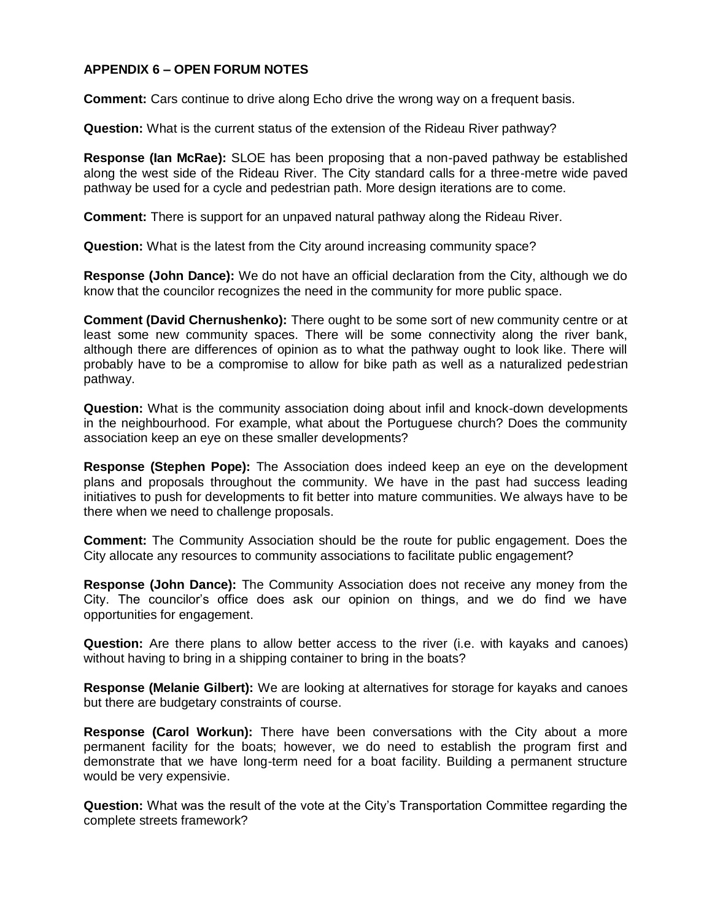**APPENDIX 6 – OPEN FORUM NOTES**

**Comment:** Cars continue to drive along Echo drive the wrong way on a frequent basis.

**Question:** What is the current status of the extension of the Rideau River pathway?

**Response (Ian McRae):** SLOE has been proposing that a non-paved pathway be established along the west side of the Rideau River. The City standard calls for a three-metre wide paved pathway be used for a cycle and pedestrian path. More design iterations are to come.

**Comment:** There is support for an unpaved natural pathway along the Rideau River.

**Question:** What is the latest from the City around increasing community space?

**Response (John Dance):** We do not have an official declaration from the City, although we do know that the councilor recognizes the need in the community for more public space.

**Comment (David Chernushenko):** There ought to be some sort of new community centre or at least some new community spaces. There will be some connectivity along the river bank, although there are differences of opinion as to what the pathway ought to look like. There will probably have to be a compromise to allow for bike path as well as a naturalized pedestrian pathway.

**Question:** What is the community association doing about infil and knock-down developments in the neighbourhood. For example, what about the Portuguese church? Does the community association keep an eye on these smaller developments?

**Response (Stephen Pope):** The Association does indeed keep an eye on the development plans and proposals throughout the community. We have in the past had success leading initiatives to push for developments to fit better into mature communities. We always have to be there when we need to challenge proposals.

**Comment:** The Community Association should be the route for public engagement. Does the City allocate any resources to community associations to facilitate public engagement?

**Response (John Dance):** The Community Association does not receive any money from the City. The councilor's office does ask our opinion on things, and we do find we have opportunities for engagement.

**Question:** Are there plans to allow better access to the river (i.e. with kayaks and canoes) without having to bring in a shipping container to bring in the boats?

**Response (Melanie Gilbert):** We are looking at alternatives for storage for kayaks and canoes but there are budgetary constraints of course.

**Response (Carol Workun):** There have been conversations with the City about a more permanent facility for the boats; however, we do need to establish the program first and demonstrate that we have long-term need for a boat facility. Building a permanent structure would be very expensivie.

**Question:** What was the result of the vote at the City's Transportation Committee regarding the complete streets framework?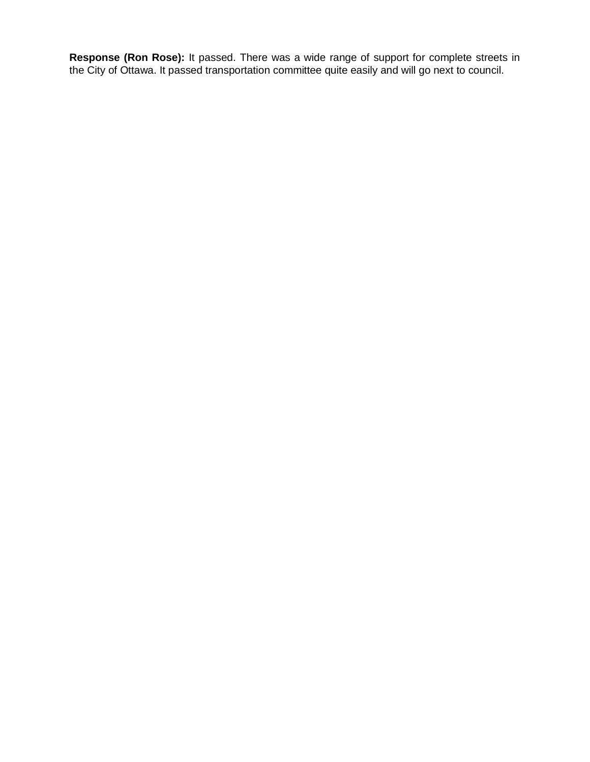**Response (Ron Rose):** It passed. There was a wide range of support for complete streets in the City of Ottawa. It passed transportation committee quite easily and will go next to council.